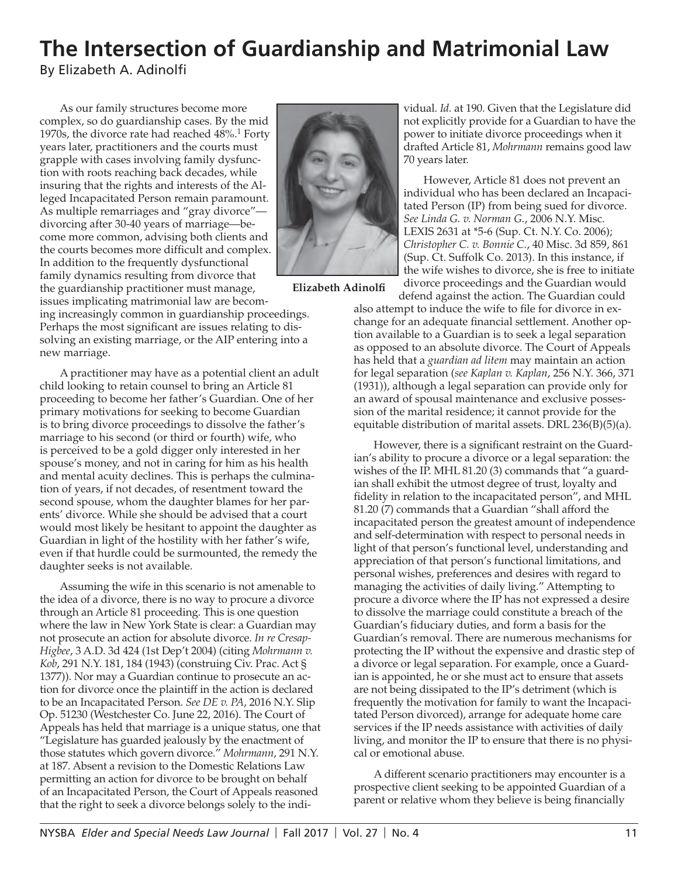# The Intersection of Guardianship and Matrimonial Law

By Elizabeth A. Adinolfi

As our family structures become more complex, so do guardianship cases. By the mid 1970s, the divorce rate had reached 48%.[1] Forty years later, practitioners and the courts must grapple with cases involving family dysfunction with roots reaching back decades, while insuring that the rights and interests of the Alleged Incapacitated Person remain paramount. As multiple remarriages and "gray divorce"—divorcing after 30-40 years of marriage—become more common, advising both clients and the courts becomes more difficult and complex. In addition to the frequently dysfunctional family dynamics resulting from divorce that the guardianship practitioner must manage, issues implicating matrimonial law are becoming increasingly common in guardianship proceedings. Perhaps the most significant are issues relating to dissolving an existing marriage, or the AIP entering into a new marriage.

**Elizabeth Adinolfi**

A practitioner may have as a potential client an adult child looking to retain counsel to bring an Article 81 proceeding to become her father's Guardian. One of her primary motivations for seeking to become Guardian is to bring divorce proceedings to dissolve the father's marriage to his second (or third or fourth) wife, who is perceived to be a gold digger only interested in her spouse's money, and not in caring for him as his health and mental acuity declines. This is perhaps the culmination of years, if not decades, of resentment toward the second spouse, whom the daughter blames for her parents' divorce. While she should be advised that a court would most likely be hesitant to appoint the daughter as Guardian in light of the hostility with her father's wife, even if that hurdle could be surmounted, the remedy the daughter seeks is not available.

Assuming the wife in this scenario is not amenable to the idea of a divorce, there is no way to procure a divorce through an Article 81 proceeding. This is one question where the law in New York State is clear: a Guardian may not prosecute an action for absolute divorce. *In re Cresap-Higbee*, 3 A.D. 3d 424 (1st Dep't 2004) (citing *Mohrmann v. Kob*, 291 N.Y. 181, 184 (1943) (construing Civ. Prac. Act § 1377)). Nor may a Guardian continue to prosecute an action for divorce once the plaintiff in the action is declared to be an Incapacitated Person. *See DE v. PA*, 2016 N.Y. Slip Op. 51230 (Westchester Co. June 22, 2016). The Court of Appeals has held that marriage is a unique status, one that "Legislature has guarded jealously by the enactment of those statutes which govern divorce." *Mohrmann*, 291 N.Y. at 187. Absent a revision to the Domestic Relations Law permitting an action for divorce to be brought on behalf of an Incapacitated Person, the Court of Appeals reasoned that the right to seek a divorce belongs solely to the individual. *Id.* at 190. Given that the Legislature did not explicitly provide for a Guardian to have the power to initiate divorce proceedings when it drafted Article 81, *Mohrmann* remains good law 70 years later.

However, Article 81 does not prevent an individual who has been declared an Incapacitated Person (IP) from being sued for divorce. *See Linda G. v. Norman G.*, 2006 N.Y. Misc. LEXIS 2631 at *5-6 (Sup. Ct. N.Y. Co. 2006); *Christopher C. v. Bonnie C.*, 40 Misc. 3d 859, 861 (Sup. Ct. Suffolk Co. 2013). In this instance, if the wife wishes to divorce, she is free to initiate divorce proceedings and the Guardian would defend against the action. The Guardian could also attempt to induce the wife to file for divorce in exchange for an adequate financial settlement. Another option available to a Guardian is to seek a legal separation as opposed to an absolute divorce. The Court of Appeals has held that a *guardian ad litem* may maintain an action for legal separation (*see Kaplan v. Kaplan*, 256 N.Y. 366, 371 (1931)), although a legal separation can provide only for an award of spousal maintenance and exclusive possession of the marital residence; it cannot provide for the equitable distribution of marital assets. DRL 236(B)(5)(a).

However, there is a significant restraint on the Guardian's ability to procure a divorce or a legal separation: the wishes of the IP. MHL 81.20 (3) commands that "a guardian shall exhibit the utmost degree of trust, loyalty and fidelity in relation to the incapacitated person", and MHL 81.20 (7) commands that a Guardian "shall afford the incapacitated person the greatest amount of independence and self-determination with respect to personal needs in light of that person's functional level, understanding and appreciation of that person's functional limitations, and personal wishes, preferences and desires with regard to managing the activities of daily living." Attempting to procure a divorce where the IP has not expressed a desire to dissolve the marriage could constitute a breach of the Guardian's fiduciary duties, and form a basis for the Guardian's removal. There are numerous mechanisms for protecting the IP without the expensive and drastic step of a divorce or legal separation. For example, once a Guardian is appointed, he or she must act to ensure that assets are not being dissipated to the IP's detriment (which is frequently the motivation for family to want the Incapacitated Person divorced), arrange for adequate home care services if the IP needs assistance with activities of daily living, and monitor the IP to ensure that there is no physical or emotional abuse.

A different scenario practitioners may encounter is a prospective client seeking to be appointed Guardian of a parent or relative whom they believe is being financially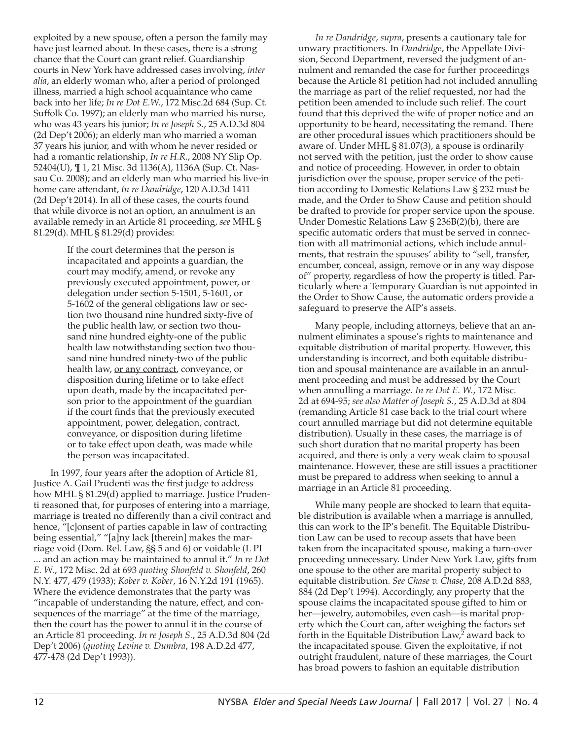exploited by a new spouse, often a person the family may have just learned about. In these cases, there is a strong chance that the Court can grant relief. Guardianship courts in New York have addressed cases involving, *inter alia*, an elderly woman who, after a period of prolonged illness, married a high school acquaintance who came back into her life; *In re Dot E.W.*, 172 Misc.2d 684 (Sup. Ct. Suffolk Co. 1997); an elderly man who married his nurse, who was 43 years his junior; *In re Joseph S.*, 25 A.D.3d 804 (2d Dep't 2006); an elderly man who married a woman 37 years his junior, and with whom he never resided or had a romantic relationship, *In re H.R.*, 2008 NY Slip Op. 52404(U), ¶ 1, 21 Misc. 3d 1136(A), 1136A (Sup. Ct. Nassau Co. 2008); and an elderly man who married his live-in home care attendant, *In re Dandridge*, 120 A.D.3d 1411 (2d Dep't 2014). In all of these cases, the courts found that while divorce is not an option, an annulment is an available remedy in an Article 81 proceeding, *see* MHL § 81.29(d). MHL § 81.29(d) provides:

> If the court determines that the person is incapacitated and appoints a guardian, the court may modify, amend, or revoke any previously executed appointment, power, or delegation under section 5-1501, 5-1601, or 5-1602 of the general obligations law or section two thousand nine hundred sixty-five of the public health law, or section two thousand nine hundred eighty-one of the public health law notwithstanding section two thousand nine hundred ninety-two of the public health law, <u>or any contract</u>, conveyance, or disposition during lifetime or to take effect upon death, made by the incapacitated person prior to the appointment of the guardian if the court finds that the previously executed appointment, power, delegation, contract, conveyance, or disposition during lifetime or to take effect upon death, was made while the person was incapacitated.

In 1997, four years after the adoption of Article 81, Justice A. Gail Prudenti was the first judge to address how MHL § 81.29(d) applied to marriage. Justice Prudenti reasoned that, for purposes of entering into a marriage, marriage is treated no differently than a civil contract and hence, "[c]onsent of parties capable in law of contracting being essential," "[a]ny lack [therein] makes the marriage void (Dom. Rel. Law, §§ 5 and 6) or voidable (L PI ... and an action may be maintained to annul it." *In re Dot E. W.*, 172 Misc. 2d at 693 *quoting Shonfeld v. Shonfeld*, 260 N.Y. 477, 479 (1933); *Kober v. Kober*, 16 N.Y.2d 191 (1965). Where the evidence demonstrates that the party was "incapable of understanding the nature, effect, and consequences of the marriage" at the time of the marriage, then the court has the power to annul it in the course of an Article 81 proceeding. *In re Joseph S.*, 25 A.D.3d 804 (2d Dep't 2006) (*quoting Levine v. Dumbra*, 198 A.D.2d 477, 477-478 (2d Dep't 1993)).

*In re Dandridge*, *supra*, presents a cautionary tale for unwary practitioners. In *Dandridge*, the Appellate Division, Second Department, reversed the judgment of annulment and remanded the case for further proceedings because the Article 81 petition had not included annulling the marriage as part of the relief requested, nor had the petition been amended to include such relief. The court found that this deprived the wife of proper notice and an opportunity to be heard, necessitating the remand. There are other procedural issues which practitioners should be aware of. Under MHL § 81.07(3), a spouse is ordinarily not served with the petition, just the order to show cause and notice of proceeding. However, in order to obtain jurisdiction over the spouse, proper service of the petition according to Domestic Relations Law § 232 must be made, and the Order to Show Cause and petition should be drafted to provide for proper service upon the spouse. Under Domestic Relations Law § 236B(2)(b), there are specific automatic orders that must be served in connection with all matrimonial actions, which include annulments, that restrain the spouses' ability to "sell, transfer, encumber, conceal, assign, remove or in any way dispose of" property, regardless of how the property is titled. Particularly where a Temporary Guardian is not appointed in the Order to Show Cause, the automatic orders provide a safeguard to preserve the AIP's assets.

Many people, including attorneys, believe that an annulment eliminates a spouse's rights to maintenance and equitable distribution of marital property. However, this understanding is incorrect, and both equitable distribution and spousal maintenance are available in an annulment proceeding and must be addressed by the Court when annulling a marriage. *In re Dot E. W.*, 172 Misc. 2d at 694-95; *see also Matter of Joseph S.*, 25 A.D.3d at 804 (remanding Article 81 case back to the trial court where court annulled marriage but did not determine equitable distribution). Usually in these cases, the marriage is of such short duration that no marital property has been acquired, and there is only a very weak claim to spousal maintenance. However, these are still issues a practitioner must be prepared to address when seeking to annul a marriage in an Article 81 proceeding.

While many people are shocked to learn that equitable distribution is available when a marriage is annulled, this can work to the IP's benefit. The Equitable Distribution Law can be used to recoup assets that have been taken from the incapacitated spouse, making a turn-over proceeding unnecessary. Under New York Law, gifts from one spouse to the other are marital property subject to equitable distribution. *See Chase v. Chase*, 208 A.D.2d 883, 884 (2d Dep't 1994). Accordingly, any property that the spouse claims the incapacitated spouse gifted to him or her—jewelry, automobiles, even cash—is marital property which the Court can, after weighing the factors set forth in the Equitable Distribution Law,[2] award back to the incapacitated spouse. Given the exploitative, if not outright fraudulent, nature of these marriages, the Court has broad powers to fashion an equitable distribution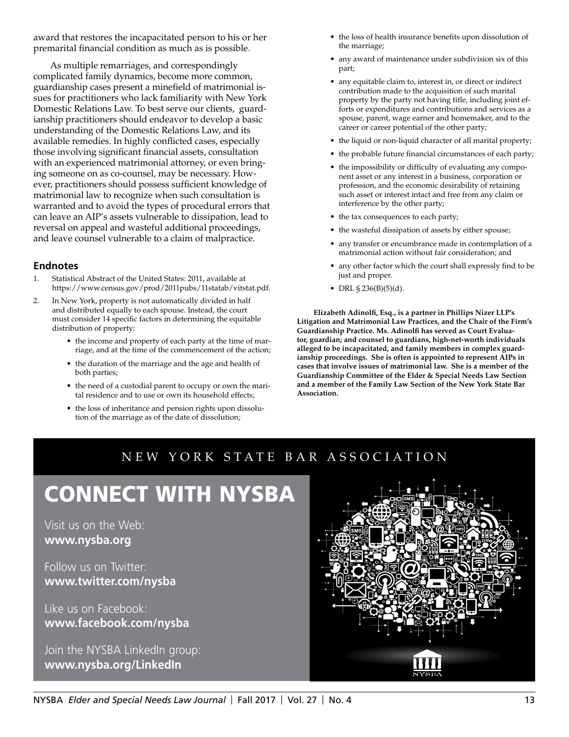award that restores the incapacitated person to his or her premarital financial condition as much as is possible.

As multiple remarriages, and correspondingly complicated family dynamics, become more common, guardianship cases present a minefield of matrimonial issues for practitioners who lack familiarity with New York Domestic Relations Law. To best serve our clients, guardianship practitioners should endeavor to develop a basic understanding of the Domestic Relations Law, and its available remedies. In highly conflicted cases, especially those involving significant financial assets, consultation with an experienced matrimonial attorney, or even bringing someone on as co-counsel, may be necessary. However, practitioners should possess sufficient knowledge of matrimonial law to recognize when such consultation is warranted and to avoid the types of procedural errors that can leave an AIP's assets vulnerable to dissipation, lead to reversal on appeal and wasteful additional proceedings, and leave counsel vulnerable to a claim of malpractice.

## Endnotes

1. Statistical Abstract of the United States: 2011, available at https://www.census.gov/prod/2011pubs/11statab/vitstat.pdf.
2. In New York, property is not automatically divided in half and distributed equally to each spouse. Instead, the court must consider 14 specific factors in determining the equitable distribution of property:
   - the income and property of each party at the time of marriage, and at the time of the commencement of the action;
   - the duration of the marriage and the age and health of both parties;
   - the need of a custodial parent to occupy or own the marital residence and to use or own its household effects;
   - the loss of inheritance and pension rights upon dissolution of the marriage as of the date of dissolution;
   - the loss of health insurance benefits upon dissolution of the marriage;
   - any award of maintenance under subdivision six of this part;
   - any equitable claim to, interest in, or direct or indirect contribution made to the acquisition of such marital property by the party not having title, including joint efforts or expenditures and contributions and services as a spouse, parent, wage earner and homemaker, and to the career or career potential of the other party;
   - the liquid or non-liquid character of all marital property;
   - the probable future financial circumstances of each party;
   - the impossibility or difficulty of evaluating any component asset or any interest in a business, corporation or profession, and the economic desirability of retaining such asset or interest intact and free from any claim or interference by the other party;
   - the tax consequences to each party;
   - the wasteful dissipation of assets by either spouse;
   - any transfer or encumbrance made in contemplation of a matrimonial action without fair consideration; and
   - any other factor which the court shall expressly find to be just and proper.
   - DRL § 236(B)(5)(d).

**Elizabeth Adinolfi, Esq., is a partner in Phillips Nizer LLP's Litigation and Matrimonial Law Practices, and the Chair of the Firm's Guardianship Practice. Ms. Adinolfi has served as Court Evaluator, guardian; and counsel to guardians, high-net-worth individuals alleged to be incapacitated, and family members in complex guardianship proceedings. She is often is appointed to represent AIPs in cases that involve issues of matrimonial law. She is a member of the Guardianship Committee of the Elder & Special Needs Law Section and a member of the Family Law Section of the New York State Bar Association.**

NEW YORK STATE BAR ASSOCIATION

# CONNECT WITH NYSBA

Visit us on the Web:
**www.nysba.org**

Follow us on Twitter:
**www.twitter.com/nysba**

Like us on Facebook:
**www.facebook.com/nysba**

Join the NYSBA LinkedIn group:
**www.nysba.org/LinkedIn**